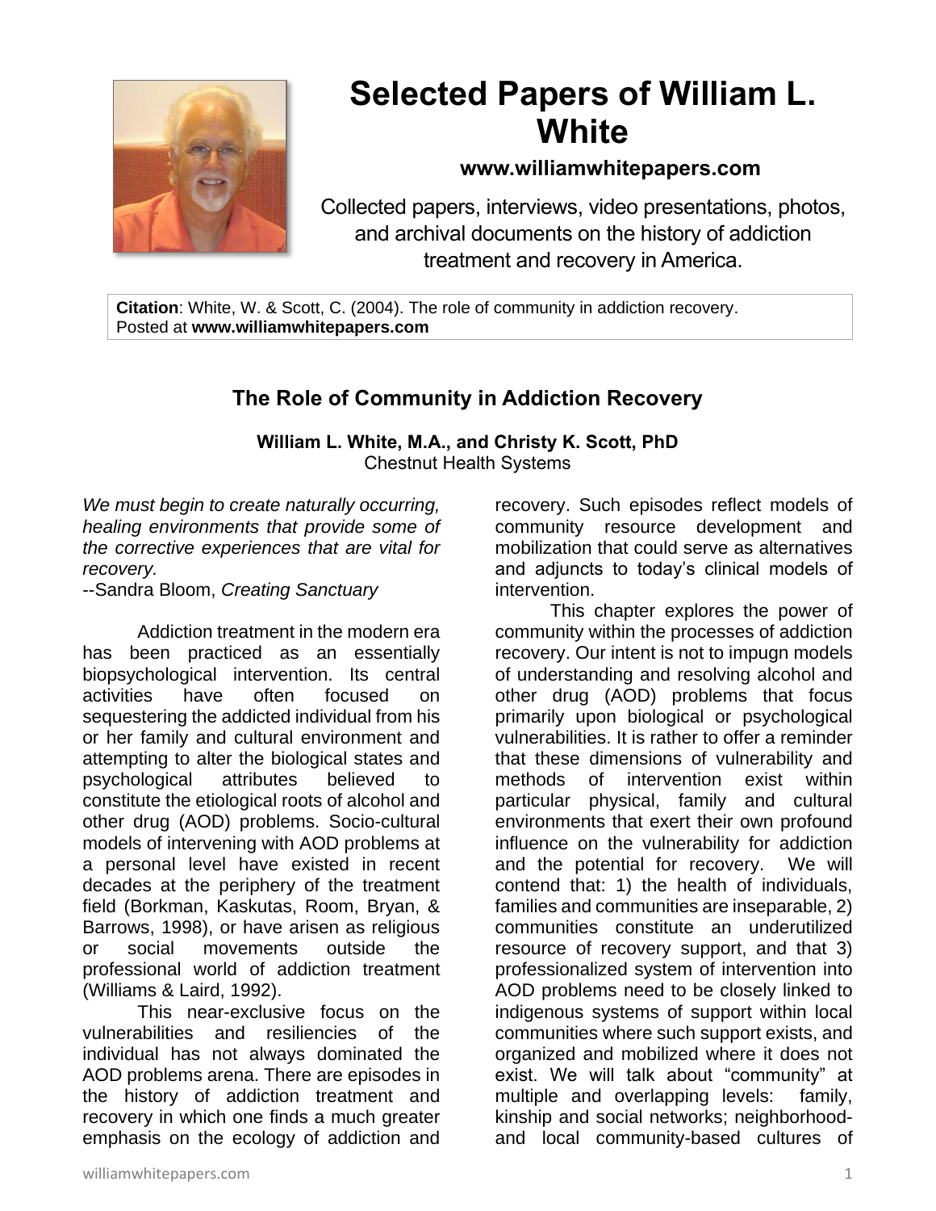# Selected Papers of William L. White

**www.williamwhitepapers.com**

Collected papers, interviews, video presentations, photos, and archival documents on the history of addiction treatment and recovery in America.

**Citation**: White, W. & Scott, C. (2004). The role of community in addiction recovery. Posted at **www.williamwhitepapers.com**

## The Role of Community in Addiction Recovery

**William L. White, M.A., and Christy K. Scott, PhD**
Chestnut Health Systems

*We must begin to create naturally occurring, healing environments that provide some of the corrective experiences that are vital for recovery.*
--Sandra Bloom, *Creating Sanctuary*

Addiction treatment in the modern era has been practiced as an essentially biopsychological intervention. Its central activities have often focused on sequestering the addicted individual from his or her family and cultural environment and attempting to alter the biological states and psychological attributes believed to constitute the etiological roots of alcohol and other drug (AOD) problems. Socio-cultural models of intervening with AOD problems at a personal level have existed in recent decades at the periphery of the treatment field (Borkman, Kaskutas, Room, Bryan, & Barrows, 1998), or have arisen as religious or social movements outside the professional world of addiction treatment (Williams & Laird, 1992).

This near-exclusive focus on the vulnerabilities and resiliencies of the individual has not always dominated the AOD problems arena. There are episodes in the history of addiction treatment and recovery in which one finds a much greater emphasis on the ecology of addiction and recovery. Such episodes reflect models of community resource development and mobilization that could serve as alternatives and adjuncts to today's clinical models of intervention.

This chapter explores the power of community within the processes of addiction recovery. Our intent is not to impugn models of understanding and resolving alcohol and other drug (AOD) problems that focus primarily upon biological or psychological vulnerabilities. It is rather to offer a reminder that these dimensions of vulnerability and methods of intervention exist within particular physical, family and cultural environments that exert their own profound influence on the vulnerability for addiction and the potential for recovery. We will contend that: 1) the health of individuals, families and communities are inseparable, 2) communities constitute an underutilized resource of recovery support, and that 3) professionalized system of intervention into AOD problems need to be closely linked to indigenous systems of support within local communities where such support exists, and organized and mobilized where it does not exist. We will talk about "community" at multiple and overlapping levels: family, kinship and social networks; neighborhood- and local community-based cultures of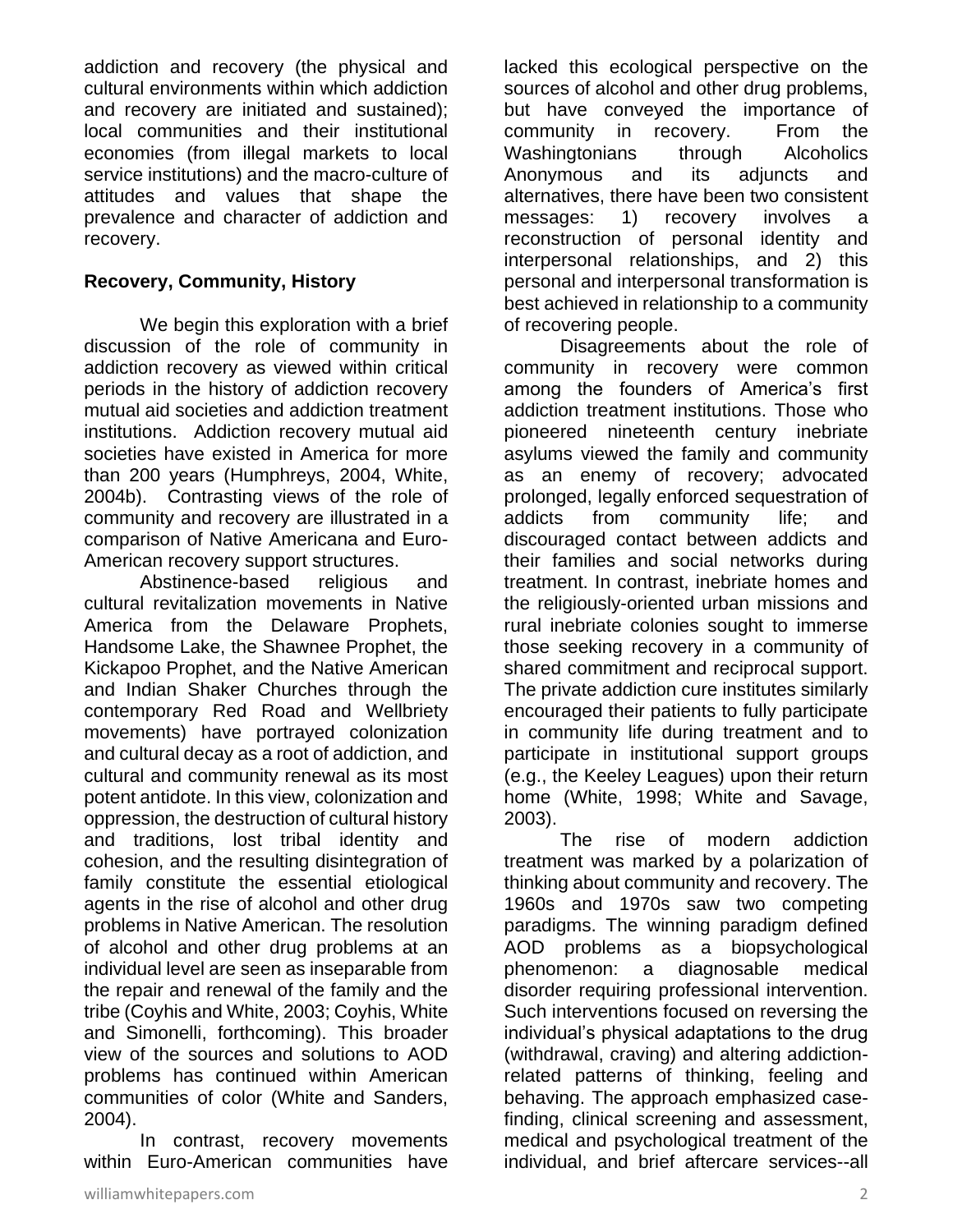addiction and recovery (the physical and cultural environments within which addiction and recovery are initiated and sustained); local communities and their institutional economies (from illegal markets to local service institutions) and the macro-culture of attitudes and values that shape the prevalence and character of addiction and recovery.

**Recovery, Community, History**

We begin this exploration with a brief discussion of the role of community in addiction recovery as viewed within critical periods in the history of addiction recovery mutual aid societies and addiction treatment institutions. Addiction recovery mutual aid societies have existed in America for more than 200 years (Humphreys, 2004, White, 2004b). Contrasting views of the role of community and recovery are illustrated in a comparison of Native Americana and Euro-American recovery support structures.

Abstinence-based religious and cultural revitalization movements in Native America from the Delaware Prophets, Handsome Lake, the Shawnee Prophet, the Kickapoo Prophet, and the Native American and Indian Shaker Churches through the contemporary Red Road and Wellbriety movements) have portrayed colonization and cultural decay as a root of addiction, and cultural and community renewal as its most potent antidote. In this view, colonization and oppression, the destruction of cultural history and traditions, lost tribal identity and cohesion, and the resulting disintegration of family constitute the essential etiological agents in the rise of alcohol and other drug problems in Native American. The resolution of alcohol and other drug problems at an individual level are seen as inseparable from the repair and renewal of the family and the tribe (Coyhis and White, 2003; Coyhis, White and Simonelli, forthcoming). This broader view of the sources and solutions to AOD problems has continued within American communities of color (White and Sanders, 2004).

In contrast, recovery movements within Euro-American communities have lacked this ecological perspective on the sources of alcohol and other drug problems, but have conveyed the importance of community in recovery. From the Washingtonians through Alcoholics Anonymous and its adjuncts and alternatives, there have been two consistent messages: 1) recovery involves a reconstruction of personal identity and interpersonal relationships, and 2) this personal and interpersonal transformation is best achieved in relationship to a community of recovering people.

Disagreements about the role of community in recovery were common among the founders of America's first addiction treatment institutions. Those who pioneered nineteenth century inebriate asylums viewed the family and community as an enemy of recovery; advocated prolonged, legally enforced sequestration of addicts from community life; and discouraged contact between addicts and their families and social networks during treatment. In contrast, inebriate homes and the religiously-oriented urban missions and rural inebriate colonies sought to immerse those seeking recovery in a community of shared commitment and reciprocal support. The private addiction cure institutes similarly encouraged their patients to fully participate in community life during treatment and to participate in institutional support groups (e.g., the Keeley Leagues) upon their return home (White, 1998; White and Savage, 2003).

The rise of modern addiction treatment was marked by a polarization of thinking about community and recovery. The 1960s and 1970s saw two competing paradigms. The winning paradigm defined AOD problems as a biopsychological phenomenon: a diagnosable medical disorder requiring professional intervention. Such interventions focused on reversing the individual's physical adaptations to the drug (withdrawal, craving) and altering addiction-related patterns of thinking, feeling and behaving. The approach emphasized case-finding, clinical screening and assessment, medical and psychological treatment of the individual, and brief aftercare services--all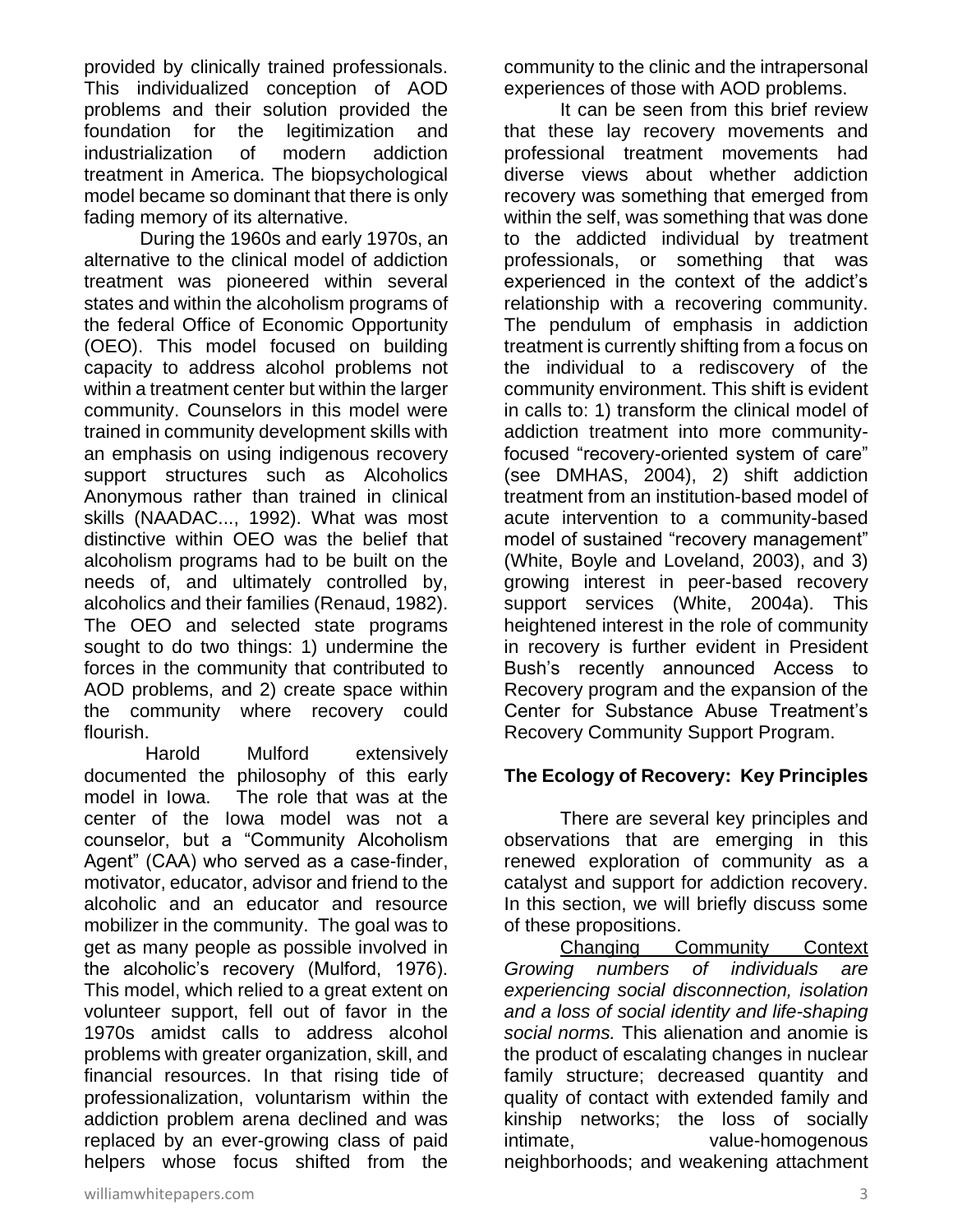provided by clinically trained professionals. This individualized conception of AOD problems and their solution provided the foundation for the legitimization and industrialization of modern addiction treatment in America. The biopsychological model became so dominant that there is only fading memory of its alternative.

During the 1960s and early 1970s, an alternative to the clinical model of addiction treatment was pioneered within several states and within the alcoholism programs of the federal Office of Economic Opportunity (OEO). This model focused on building capacity to address alcohol problems not within a treatment center but within the larger community. Counselors in this model were trained in community development skills with an emphasis on using indigenous recovery support structures such as Alcoholics Anonymous rather than trained in clinical skills (NAADAC..., 1992). What was most distinctive within OEO was the belief that alcoholism programs had to be built on the needs of, and ultimately controlled by, alcoholics and their families (Renaud, 1982). The OEO and selected state programs sought to do two things: 1) undermine the forces in the community that contributed to AOD problems, and 2) create space within the community where recovery could flourish.

Harold Mulford extensively documented the philosophy of this early model in Iowa. The role that was at the center of the Iowa model was not a counselor, but a "Community Alcoholism Agent" (CAA) who served as a case-finder, motivator, educator, advisor and friend to the alcoholic and an educator and resource mobilizer in the community. The goal was to get as many people as possible involved in the alcoholic's recovery (Mulford, 1976). This model, which relied to a great extent on volunteer support, fell out of favor in the 1970s amidst calls to address alcohol problems with greater organization, skill, and financial resources. In that rising tide of professionalization, voluntarism within the addiction problem arena declined and was replaced by an ever-growing class of paid helpers whose focus shifted from the community to the clinic and the intrapersonal experiences of those with AOD problems.

It can be seen from this brief review that these lay recovery movements and professional treatment movements had diverse views about whether addiction recovery was something that emerged from within the self, was something that was done to the addicted individual by treatment professionals, or something that was experienced in the context of the addict's relationship with a recovering community. The pendulum of emphasis in addiction treatment is currently shifting from a focus on the individual to a rediscovery of the community environment. This shift is evident in calls to: 1) transform the clinical model of addiction treatment into more community-focused "recovery-oriented system of care" (see DMHAS, 2004), 2) shift addiction treatment from an institution-based model of acute intervention to a community-based model of sustained "recovery management" (White, Boyle and Loveland, 2003), and 3) growing interest in peer-based recovery support services (White, 2004a). This heightened interest in the role of community in recovery is further evident in President Bush's recently announced Access to Recovery program and the expansion of the Center for Substance Abuse Treatment's Recovery Community Support Program.

## The Ecology of Recovery: Key Principles

There are several key principles and observations that are emerging in this renewed exploration of community as a catalyst and support for addiction recovery. In this section, we will briefly discuss some of these propositions.

Changing Community Context *Growing numbers of individuals are experiencing social disconnection, isolation and a loss of social identity and life-shaping social norms.* This alienation and anomie is the product of escalating changes in nuclear family structure; decreased quantity and quality of contact with extended family and kinship networks; the loss of socially intimate, value-homogenous neighborhoods; and weakening attachment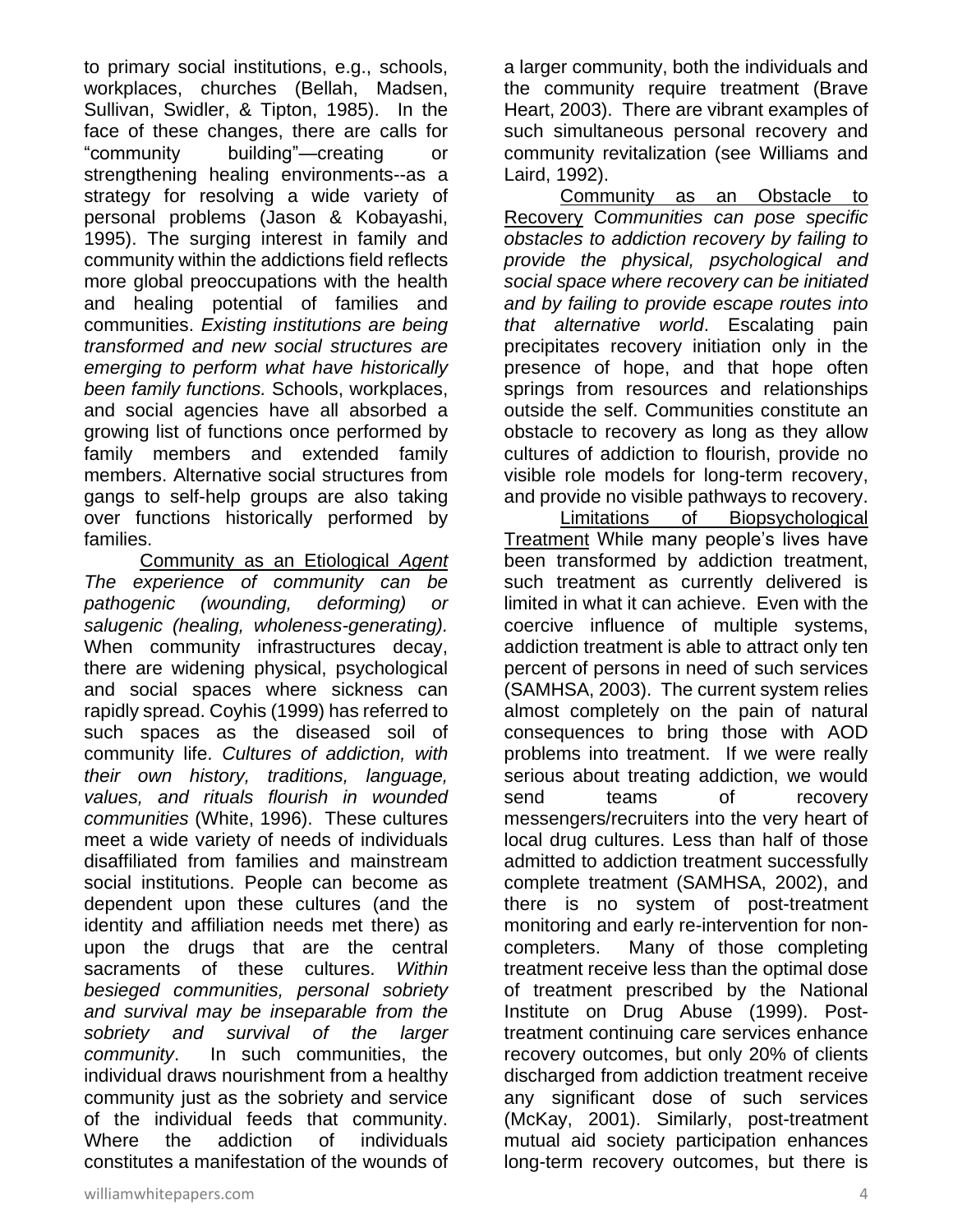to primary social institutions, e.g., schools, workplaces, churches (Bellah, Madsen, Sullivan, Swidler, & Tipton, 1985). In the face of these changes, there are calls for "community building"—creating or strengthening healing environments--as a strategy for resolving a wide variety of personal problems (Jason & Kobayashi, 1995). The surging interest in family and community within the addictions field reflects more global preoccupations with the health and healing potential of families and communities. *Existing institutions are being transformed and new social structures are emerging to perform what have historically been family functions.* Schools, workplaces, and social agencies have all absorbed a growing list of functions once performed by family members and extended family members. Alternative social structures from gangs to self-help groups are also taking over functions historically performed by families.

<u>Community as an Etiological *Agent*</u> *The experience of community can be pathogenic (wounding, deforming) or salugenic (healing, wholeness-generating).* When community infrastructures decay, there are widening physical, psychological and social spaces where sickness can rapidly spread. Coyhis (1999) has referred to such spaces as the diseased soil of community life. *Cultures of addiction, with their own history, traditions, language, values, and rituals flourish in wounded communities* (White, 1996). These cultures meet a wide variety of needs of individuals disaffiliated from families and mainstream social institutions. People can become as dependent upon these cultures (and the identity and affiliation needs met there) as upon the drugs that are the central sacraments of these cultures. *Within besieged communities, personal sobriety and survival may be inseparable from the sobriety and survival of the larger community*. In such communities, the individual draws nourishment from a healthy community just as the sobriety and service of the individual feeds that community. Where the addiction of individuals constitutes a manifestation of the wounds of a larger community, both the individuals and the community require treatment (Brave Heart, 2003). There are vibrant examples of such simultaneous personal recovery and community revitalization (see Williams and Laird, 1992).

<u>Community as an Obstacle to Recovery</u> *Communities can pose specific obstacles to addiction recovery by failing to provide the physical, psychological and social space where recovery can be initiated and by failing to provide escape routes into that alternative world*. Escalating pain precipitates recovery initiation only in the presence of hope, and that hope often springs from resources and relationships outside the self. Communities constitute an obstacle to recovery as long as they allow cultures of addiction to flourish, provide no visible role models for long-term recovery, and provide no visible pathways to recovery.

<u>Limitations of Biopsychological Treatment</u> While many people's lives have been transformed by addiction treatment, such treatment as currently delivered is limited in what it can achieve. Even with the coercive influence of multiple systems, addiction treatment is able to attract only ten percent of persons in need of such services (SAMHSA, 2003). The current system relies almost completely on the pain of natural consequences to bring those with AOD problems into treatment. If we were really serious about treating addiction, we would send teams of recovery messengers/recruiters into the very heart of local drug cultures. Less than half of those admitted to addiction treatment successfully complete treatment (SAMHSA, 2002), and there is no system of post-treatment monitoring and early re-intervention for non-completers. Many of those completing treatment receive less than the optimal dose of treatment prescribed by the National Institute on Drug Abuse (1999). Post-treatment continuing care services enhance recovery outcomes, but only 20% of clients discharged from addiction treatment receive any significant dose of such services (McKay, 2001). Similarly, post-treatment mutual aid society participation enhances long-term recovery outcomes, but there is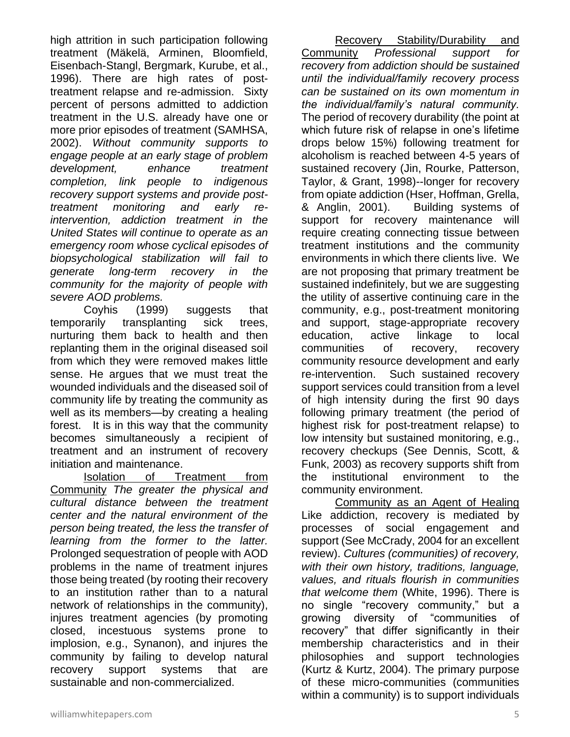high attrition in such participation following treatment (Mäkelä, Arminen, Bloomfield, Eisenbach-Stangl, Bergmark, Kurube, et al., 1996). There are high rates of post-treatment relapse and re-admission. Sixty percent of persons admitted to addiction treatment in the U.S. already have one or more prior episodes of treatment (SAMHSA, 2002). *Without community supports to engage people at an early stage of problem development, enhance treatment completion, link people to indigenous recovery support systems and provide post-treatment monitoring and early re-intervention, addiction treatment in the United States will continue to operate as an emergency room whose cyclical episodes of biopsychological stabilization will fail to generate long-term recovery in the community for the majority of people with severe AOD problems.*

Coyhis (1999) suggests that temporarily transplanting sick trees, nurturing them back to health and then replanting them in the original diseased soil from which they were removed makes little sense. He argues that we must treat the wounded individuals and the diseased soil of community life by treating the community as well as its members—by creating a healing forest. It is in this way that the community becomes simultaneously a recipient of treatment and an instrument of recovery initiation and maintenance.

<u>Isolation of Treatment from Community</u> *The greater the physical and cultural distance between the treatment center and the natural environment of the person being treated, the less the transfer of learning from the former to the latter.* Prolonged sequestration of people with AOD problems in the name of treatment injures those being treated (by rooting their recovery to an institution rather than to a natural network of relationships in the community), injures treatment agencies (by promoting closed, incestuous systems prone to implosion, e.g., Synanon), and injures the community by failing to develop natural recovery support systems that are sustainable and non-commercialized.

<u>Recovery Stability/Durability and Community</u> *Professional support for recovery from addiction should be sustained until the individual/family recovery process can be sustained on its own momentum in the individual/family's natural community.* The period of recovery durability (the point at which future risk of relapse in one's lifetime drops below 15%) following treatment for alcoholism is reached between 4-5 years of sustained recovery (Jin, Rourke, Patterson, Taylor, & Grant, 1998)--longer for recovery from opiate addiction (Hser, Hoffman, Grella, & Anglin, 2001). Building systems of support for recovery maintenance will require creating connecting tissue between treatment institutions and the community environments in which there clients live. We are not proposing that primary treatment be sustained indefinitely, but we are suggesting the utility of assertive continuing care in the community, e.g., post-treatment monitoring and support, stage-appropriate recovery education, active linkage to local communities of recovery, recovery community resource development and early re-intervention. Such sustained recovery support services could transition from a level of high intensity during the first 90 days following primary treatment (the period of highest risk for post-treatment relapse) to low intensity but sustained monitoring, e.g., recovery checkups (See Dennis, Scott, & Funk, 2003) as recovery supports shift from the institutional environment to the community environment.

<u>Community as an Agent of Healing</u> Like addiction, recovery is mediated by processes of social engagement and support (See McCrady, 2004 for an excellent review). *Cultures (communities) of recovery, with their own history, traditions, language, values, and rituals flourish in communities that welcome them* (White, 1996). There is no single "recovery community," but a growing diversity of "communities of recovery" that differ significantly in their membership characteristics and in their philosophies and support technologies (Kurtz & Kurtz, 2004). The primary purpose of these micro-communities (communities within a community) is to support individuals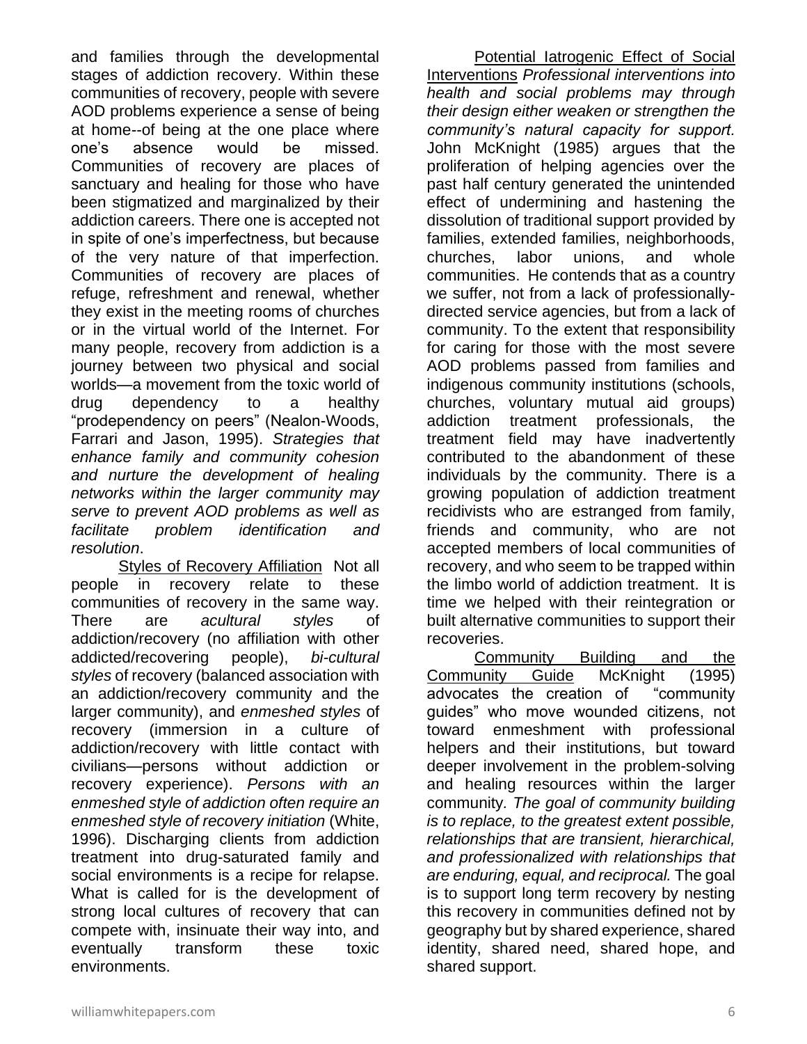and families through the developmental stages of addiction recovery. Within these communities of recovery, people with severe AOD problems experience a sense of being at home--of being at the one place where one's absence would be missed. Communities of recovery are places of sanctuary and healing for those who have been stigmatized and marginalized by their addiction careers. There one is accepted not in spite of one's imperfectness, but because of the very nature of that imperfection. Communities of recovery are places of refuge, refreshment and renewal, whether they exist in the meeting rooms of churches or in the virtual world of the Internet. For many people, recovery from addiction is a journey between two physical and social worlds—a movement from the toxic world of drug dependency to a healthy "prodependency on peers" (Nealon-Woods, Farrari and Jason, 1995). *Strategies that enhance family and community cohesion and nurture the development of healing networks within the larger community may serve to prevent AOD problems as well as facilitate problem identification and resolution*.

<u>Styles of Recovery Affiliation</u> Not all people in recovery relate to these communities of recovery in the same way. There are *acultural styles* of addiction/recovery (no affiliation with other addicted/recovering people), *bi-cultural styles* of recovery (balanced association with an addiction/recovery community and the larger community), and *enmeshed styles* of recovery (immersion in a culture of addiction/recovery with little contact with civilians—persons without addiction or recovery experience). *Persons with an enmeshed style of addiction often require an enmeshed style of recovery initiation* (White, 1996). Discharging clients from addiction treatment into drug-saturated family and social environments is a recipe for relapse. What is called for is the development of strong local cultures of recovery that can compete with, insinuate their way into, and eventually transform these toxic environments.

<u>Potential Iatrogenic Effect of Social Interventions</u> *Professional interventions into health and social problems may through their design either weaken or strengthen the community's natural capacity for support.* John McKnight (1985) argues that the proliferation of helping agencies over the past half century generated the unintended effect of undermining and hastening the dissolution of traditional support provided by families, extended families, neighborhoods, churches, labor unions, and whole communities. He contends that as a country we suffer, not from a lack of professionally-directed service agencies, but from a lack of community. To the extent that responsibility for caring for those with the most severe AOD problems passed from families and indigenous community institutions (schools, churches, voluntary mutual aid groups) addiction treatment professionals, the treatment field may have inadvertently contributed to the abandonment of these individuals by the community. There is a growing population of addiction treatment recidivists who are estranged from family, friends and community, who are not accepted members of local communities of recovery, and who seem to be trapped within the limbo world of addiction treatment. It is time we helped with their reintegration or built alternative communities to support their recoveries.

<u>Community Building and the Community Guide</u> McKnight (1995) advocates the creation of "community guides" who move wounded citizens, not toward enmeshment with professional helpers and their institutions, but toward deeper involvement in the problem-solving and healing resources within the larger community. *The goal of community building is to replace, to the greatest extent possible, relationships that are transient, hierarchical, and professionalized with relationships that are enduring, equal, and reciprocal.* The goal is to support long term recovery by nesting this recovery in communities defined not by geography but by shared experience, shared identity, shared need, shared hope, and shared support.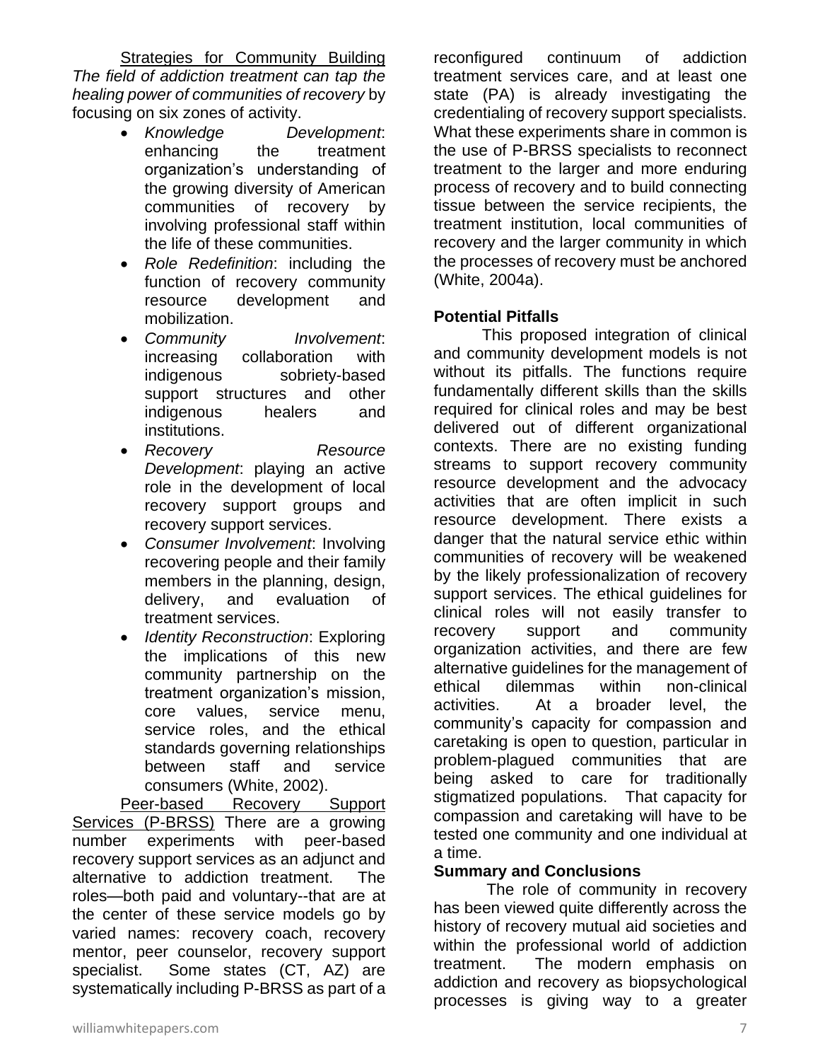Strategies for Community Building *The field of addiction treatment can tap the healing power of communities of recovery* by focusing on six zones of activity.

- *Knowledge Development*: enhancing the treatment organization's understanding of the growing diversity of American communities of recovery by involving professional staff within the life of these communities.
- *Role Redefinition*: including the function of recovery community resource development and mobilization.
- *Community Involvement*: increasing collaboration with indigenous sobriety-based support structures and other indigenous healers and institutions.
- *Recovery Resource Development*: playing an active role in the development of local recovery support groups and recovery support services.
- *Consumer Involvement*: Involving recovering people and their family members in the planning, design, delivery, and evaluation of treatment services.
- *Identity Reconstruction*: Exploring the implications of this new community partnership on the treatment organization's mission, core values, service menu, service roles, and the ethical standards governing relationships between staff and service consumers (White, 2002).

Peer-based Recovery Support Services (P-BRSS) There are a growing number experiments with peer-based recovery support services as an adjunct and alternative to addiction treatment. The roles—both paid and voluntary--that are at the center of these service models go by varied names: recovery coach, recovery mentor, peer counselor, recovery support specialist. Some states (CT, AZ) are systematically including P-BRSS as part of a reconfigured continuum of addiction treatment services care, and at least one state (PA) is already investigating the credentialing of recovery support specialists. What these experiments share in common is the use of P-BRSS specialists to reconnect treatment to the larger and more enduring process of recovery and to build connecting tissue between the service recipients, the treatment institution, local communities of recovery and the larger community in which the processes of recovery must be anchored (White, 2004a).

**Potential Pitfalls**

This proposed integration of clinical and community development models is not without its pitfalls. The functions require fundamentally different skills than the skills required for clinical roles and may be best delivered out of different organizational contexts. There are no existing funding streams to support recovery community resource development and the advocacy activities that are often implicit in such resource development. There exists a danger that the natural service ethic within communities of recovery will be weakened by the likely professionalization of recovery support services. The ethical guidelines for clinical roles will not easily transfer to recovery support and community organization activities, and there are few alternative guidelines for the management of ethical dilemmas within non-clinical activities. At a broader level, the community's capacity for compassion and caretaking is open to question, particular in problem-plagued communities that are being asked to care for traditionally stigmatized populations. That capacity for compassion and caretaking will have to be tested one community and one individual at a time.

**Summary and Conclusions**

The role of community in recovery has been viewed quite differently across the history of recovery mutual aid societies and within the professional world of addiction treatment. The modern emphasis on addiction and recovery as biopsychological processes is giving way to a greater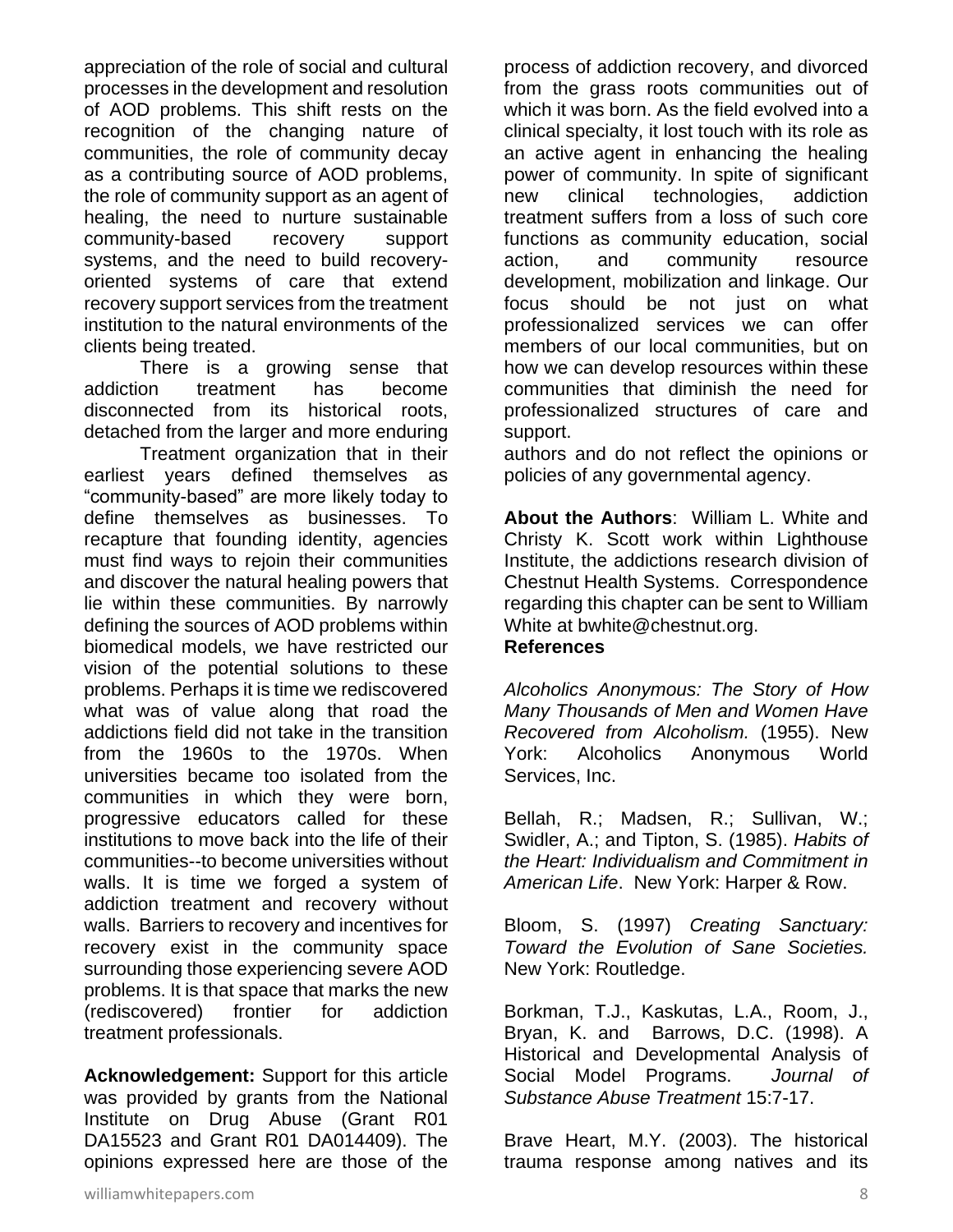appreciation of the role of social and cultural processes in the development and resolution of AOD problems. This shift rests on the recognition of the changing nature of communities, the role of community decay as a contributing source of AOD problems, the role of community support as an agent of healing, the need to nurture sustainable community-based recovery support systems, and the need to build recovery-oriented systems of care that extend recovery support services from the treatment institution to the natural environments of the clients being treated.

There is a growing sense that addiction treatment has become disconnected from its historical roots, detached from the larger and more enduring

Treatment organization that in their earliest years defined themselves as "community-based" are more likely today to define themselves as businesses. To recapture that founding identity, agencies must find ways to rejoin their communities and discover the natural healing powers that lie within these communities. By narrowly defining the sources of AOD problems within biomedical models, we have restricted our vision of the potential solutions to these problems. Perhaps it is time we rediscovered what was of value along that road the addictions field did not take in the transition from the 1960s to the 1970s. When universities became too isolated from the communities in which they were born, progressive educators called for these institutions to move back into the life of their communities--to become universities without walls. It is time we forged a system of addiction treatment and recovery without walls. Barriers to recovery and incentives for recovery exist in the community space surrounding those experiencing severe AOD problems. It is that space that marks the new (rediscovered) frontier for addiction treatment professionals.

**Acknowledgement:** Support for this article was provided by grants from the National Institute on Drug Abuse (Grant R01 DA15523 and Grant R01 DA014409). The opinions expressed here are those of the

process of addiction recovery, and divorced from the grass roots communities out of which it was born. As the field evolved into a clinical specialty, it lost touch with its role as an active agent in enhancing the healing power of community. In spite of significant new clinical technologies, addiction treatment suffers from a loss of such core functions as community education, social action, and community resource development, mobilization and linkage. Our focus should be not just on what professionalized services we can offer members of our local communities, but on how we can develop resources within these communities that diminish the need for professionalized structures of care and support.

authors and do not reflect the opinions or policies of any governmental agency.

**About the Authors**: William L. White and Christy K. Scott work within Lighthouse Institute, the addictions research division of Chestnut Health Systems. Correspondence regarding this chapter can be sent to William White at bwhite@chestnut.org.

**References**

*Alcoholics Anonymous: The Story of How Many Thousands of Men and Women Have Recovered from Alcoholism.* (1955). New York: Alcoholics Anonymous World Services, Inc.

Bellah, R.; Madsen, R.; Sullivan, W.; Swidler, A.; and Tipton, S. (1985). *Habits of the Heart: Individualism and Commitment in American Life*. New York: Harper & Row.

Bloom, S. (1997) *Creating Sanctuary: Toward the Evolution of Sane Societies.* New York: Routledge.

Borkman, T.J., Kaskutas, L.A., Room, J., Bryan, K. and Barrows, D.C. (1998). A Historical and Developmental Analysis of Social Model Programs. *Journal of Substance Abuse Treatment* 15:7-17.

Brave Heart, M.Y. (2003). The historical trauma response among natives and its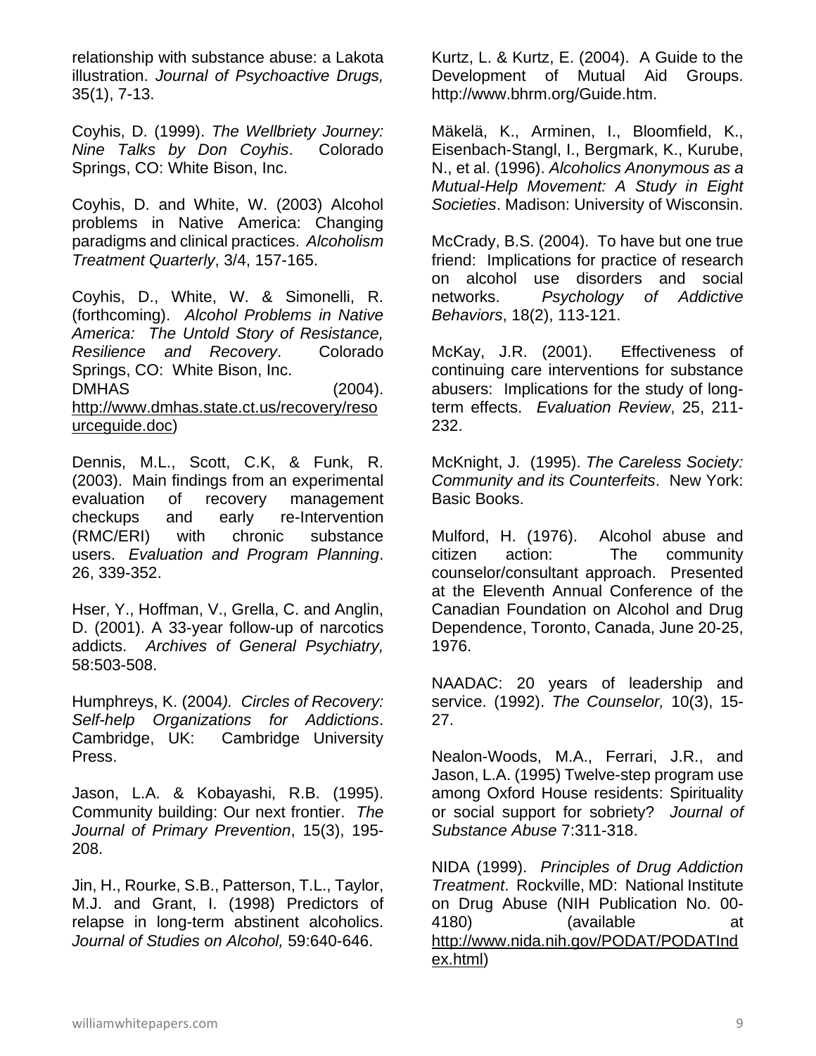relationship with substance abuse: a Lakota illustration. *Journal of Psychoactive Drugs,* 35(1), 7-13.

Coyhis, D. (1999). *The Wellbriety Journey: Nine Talks by Don Coyhis*. Colorado Springs, CO: White Bison, Inc.

Coyhis, D. and White, W. (2003) Alcohol problems in Native America: Changing paradigms and clinical practices. *Alcoholism Treatment Quarterly*, 3/4, 157-165.

Coyhis, D., White, W. & Simonelli, R. (forthcoming). *Alcohol Problems in Native America: The Untold Story of Resistance, Resilience and Recovery*. Colorado Springs, CO: White Bison, Inc.

DMHAS (2004). http://www.dmhas.state.ct.us/recovery/resourceguide.doc)

Dennis, M.L., Scott, C.K, & Funk, R. (2003). Main findings from an experimental evaluation of recovery management checkups and early re-Intervention (RMC/ERI) with chronic substance users. *Evaluation and Program Planning*. 26, 339-352.

Hser, Y., Hoffman, V., Grella, C. and Anglin, D. (2001). A 33-year follow-up of narcotics addicts. *Archives of General Psychiatry,* 58:503-508.

Humphreys, K. (2004). *Circles of Recovery: Self-help Organizations for Addictions*. Cambridge, UK: Cambridge University Press.

Jason, L.A. & Kobayashi, R.B. (1995). Community building: Our next frontier. *The Journal of Primary Prevention*, 15(3), 195-208.

Jin, H., Rourke, S.B., Patterson, T.L., Taylor, M.J. and Grant, I. (1998) Predictors of relapse in long-term abstinent alcoholics. *Journal of Studies on Alcohol,* 59:640-646.

Kurtz, L. & Kurtz, E. (2004). A Guide to the Development of Mutual Aid Groups. http://www.bhrm.org/Guide.htm.

Mäkelä, K., Arminen, I., Bloomfield, K., Eisenbach-Stangl, I., Bergmark, K., Kurube, N., et al. (1996). *Alcoholics Anonymous as a Mutual-Help Movement: A Study in Eight Societies*. Madison: University of Wisconsin.

McCrady, B.S. (2004). To have but one true friend: Implications for practice of research on alcohol use disorders and social networks. *Psychology of Addictive Behaviors*, 18(2), 113-121.

McKay, J.R. (2001). Effectiveness of continuing care interventions for substance abusers: Implications for the study of long-term effects. *Evaluation Review*, 25, 211-232.

McKnight, J. (1995). *The Careless Society: Community and its Counterfeits*. New York: Basic Books.

Mulford, H. (1976). Alcohol abuse and citizen action: The community counselor/consultant approach. Presented at the Eleventh Annual Conference of the Canadian Foundation on Alcohol and Drug Dependence, Toronto, Canada, June 20-25, 1976.

NAADAC: 20 years of leadership and service. (1992). *The Counselor,* 10(3), 15-27.

Nealon-Woods, M.A., Ferrari, J.R., and Jason, L.A. (1995) Twelve-step program use among Oxford House residents: Spirituality or social support for sobriety? *Journal of Substance Abuse* 7:311-318.

NIDA (1999). *Principles of Drug Addiction Treatment*. Rockville, MD: National Institute on Drug Abuse (NIH Publication No. 00-4180) (available at http://www.nida.nih.gov/PODAT/PODATIndex.html)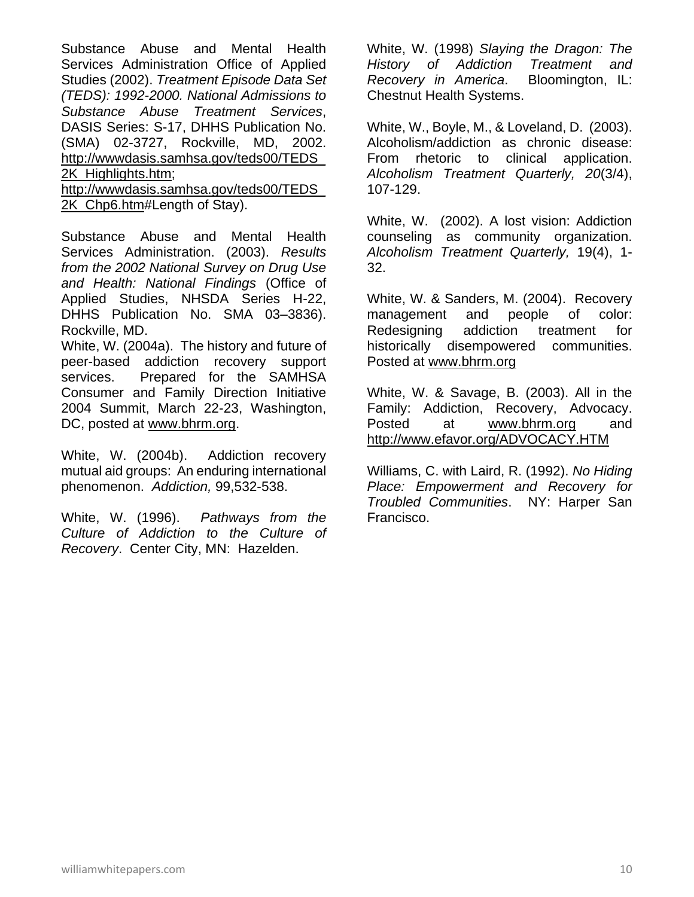Substance Abuse and Mental Health Services Administration Office of Applied Studies (2002). *Treatment Episode Data Set (TEDS): 1992-2000. National Admissions to Substance Abuse Treatment Services*, DASIS Series: S-17, DHHS Publication No. (SMA) 02-3727, Rockville, MD, 2002. http://wwwdasis.samhsa.gov/teds00/TEDS_2K_Highlights.htm; http://wwwdasis.samhsa.gov/teds00/TEDS_2K_Chp6.htm#Length of Stay).

Substance Abuse and Mental Health Services Administration. (2003). *Results from the 2002 National Survey on Drug Use and Health: National Findings* (Office of Applied Studies, NHSDA Series H-22, DHHS Publication No. SMA 03–3836). Rockville, MD.

White, W. (2004a). The history and future of peer-based addiction recovery support services. Prepared for the SAMHSA Consumer and Family Direction Initiative 2004 Summit, March 22-23, Washington, DC, posted at www.bhrm.org.

White, W. (2004b). Addiction recovery mutual aid groups: An enduring international phenomenon. *Addiction,* 99,532-538.

White, W. (1996). *Pathways from the Culture of Addiction to the Culture of Recovery*. Center City, MN: Hazelden.

White, W. (1998) *Slaying the Dragon: The History of Addiction Treatment and Recovery in America*. Bloomington, IL: Chestnut Health Systems.

White, W., Boyle, M., & Loveland, D. (2003). Alcoholism/addiction as chronic disease: From rhetoric to clinical application. *Alcoholism Treatment Quarterly, 20*(3/4), 107-129.

White, W. (2002). A lost vision: Addiction counseling as community organization. *Alcoholism Treatment Quarterly,* 19(4), 1-32.

White, W. & Sanders, M. (2004). Recovery management and people of color: Redesigning addiction treatment for historically disempowered communities. Posted at www.bhrm.org

White, W. & Savage, B. (2003). All in the Family: Addiction, Recovery, Advocacy. Posted at www.bhrm.org and http://www.efavor.org/ADVOCACY.HTM

Williams, C. with Laird, R. (1992). *No Hiding Place: Empowerment and Recovery for Troubled Communities*. NY: Harper San Francisco.